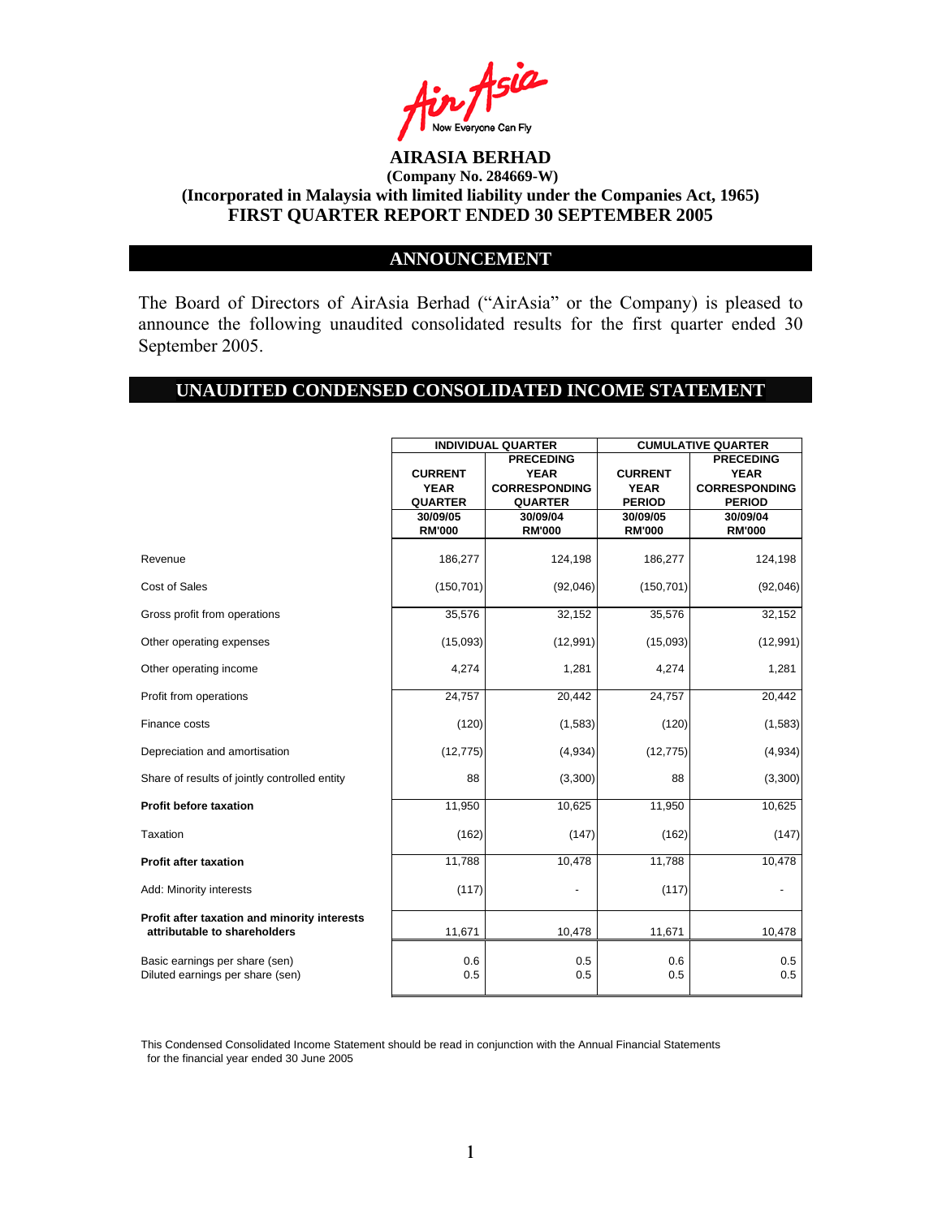# AIRASIA BERHAD

**(Company No. 284669-W)**

**(Incorporated in Malaysia with limited liability under the Companies Act, 1965)**

**FIRST QUARTER REPORT ENDED 30 SEPTEMBER 2005**

## ANNOUNCEMENT

The Board of Directors of AirAsia Berhad ("AirAsia" or the Company) is pleased to announce the following unaudited consolidated results for the first quarter ended 30 September 2005.

## UNAUDITED CONDENSED CONSOLIDATED INCOME STATEMENT

| | INDIVIDUAL QUARTER | | CUMULATIVE QUARTER | |
|---|---|---|---|---|
| | CURRENT YEAR QUARTER | PRECEDING YEAR CORRESPONDING QUARTER | CURRENT YEAR PERIOD | PRECEDING YEAR CORRESPONDING PERIOD |
| | 30/09/05 RM'000 | 30/09/04 RM'000 | 30/09/05 RM'000 | 30/09/04 RM'000 |
| Revenue | 186,277 | 124,198 | 186,277 | 124,198 |
| Cost of Sales | (150,701) | (92,046) | (150,701) | (92,046) |
| Gross profit from operations | 35,576 | 32,152 | 35,576 | 32,152 |
| Other operating expenses | (15,093) | (12,991) | (15,093) | (12,991) |
| Other operating income | 4,274 | 1,281 | 4,274 | 1,281 |
| Profit from operations | 24,757 | 20,442 | 24,757 | 20,442 |
| Finance costs | (120) | (1,583) | (120) | (1,583) |
| Depreciation and amortisation | (12,775) | (4,934) | (12,775) | (4,934) |
| Share of results of jointly controlled entity | 88 | (3,300) | 88 | (3,300) |
| **Profit before taxation** | 11,950 | 10,625 | 11,950 | 10,625 |
| Taxation | (162) | (147) | (162) | (147) |
| **Profit after taxation** | 11,788 | 10,478 | 11,788 | 10,478 |
| Add: Minority interests | (117) | - | (117) | - |
| **Profit after taxation and minority interests attributable to shareholders** | 11,671 | 10,478 | 11,671 | 10,478 |
| Basic earnings per share (sen) | 0.6 | 0.5 | 0.6 | 0.5 |
| Diluted earnings per share (sen) | 0.5 | 0.5 | 0.5 | 0.5 |

This Condensed Consolidated Income Statement should be read in conjunction with the Annual Financial Statements for the financial year ended 30 June 2005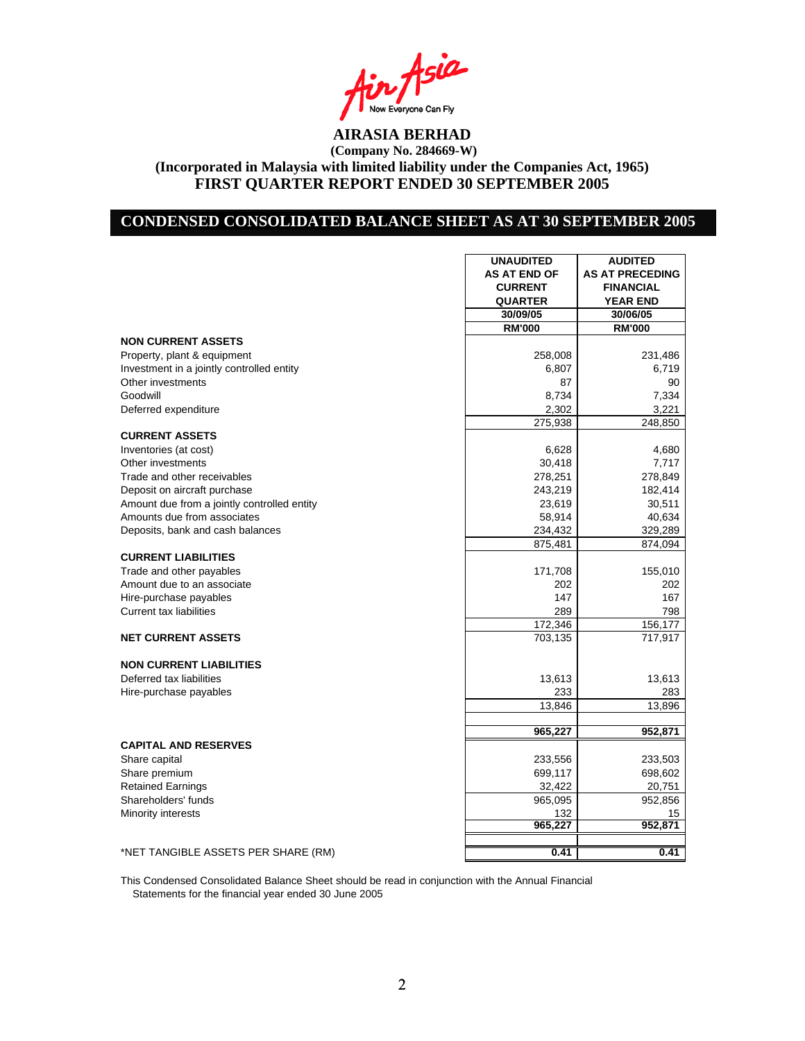# AIRASIA BERHAD

**(Company No. 284669-W)**

**(Incorporated in Malaysia with limited liability under the Companies Act, 1965)**

**FIRST QUARTER REPORT ENDED 30 SEPTEMBER 2005**

## CONDENSED CONSOLIDATED BALANCE SHEET AS AT 30 SEPTEMBER 2005

| | UNAUDITED AS AT END OF CURRENT QUARTER | AUDITED AS AT PRECEDING FINANCIAL YEAR END |
|---|---|---|
| | 30/09/05 | 30/06/05 |
| | RM'000 | RM'000 |
| **NON CURRENT ASSETS** | | |
| Property, plant & equipment | 258,008 | 231,486 |
| Investment in a jointly controlled entity | 6,807 | 6,719 |
| Other investments | 87 | 90 |
| Goodwill | 8,734 | 7,334 |
| Deferred expenditure | 2,302 | 3,221 |
| | 275,938 | 248,850 |
| **CURRENT ASSETS** | | |
| Inventories (at cost) | 6,628 | 4,680 |
| Other investments | 30,418 | 7,717 |
| Trade and other receivables | 278,251 | 278,849 |
| Deposit on aircraft purchase | 243,219 | 182,414 |
| Amount due from a jointly controlled entity | 23,619 | 30,511 |
| Amounts due from associates | 58,914 | 40,634 |
| Deposits, bank and cash balances | 234,432 | 329,289 |
| | 875,481 | 874,094 |
| **CURRENT LIABILITIES** | | |
| Trade and other payables | 171,708 | 155,010 |
| Amount due to an associate | 202 | 202 |
| Hire-purchase payables | 147 | 167 |
| Current tax liabilities | 289 | 798 |
| | 172,346 | 156,177 |
| **NET CURRENT ASSETS** | 703,135 | 717,917 |
| **NON CURRENT LIABILITIES** | | |
| Deferred tax liabilities | 13,613 | 13,613 |
| Hire-purchase payables | 233 | 283 |
| | 13,846 | 13,896 |
| | **965,227** | **952,871** |
| **CAPITAL AND RESERVES** | | |
| Share capital | 233,556 | 233,503 |
| Share premium | 699,117 | 698,602 |
| Retained Earnings | 32,422 | 20,751 |
| Shareholders' funds | 965,095 | 952,856 |
| Minority interests | 132 | 15 |
| | **965,227** | **952,871** |
| *NET TANGIBLE ASSETS PER SHARE (RM) | **0.41** | **0.41** |

This Condensed Consolidated Balance Sheet should be read in conjunction with the Annual Financial Statements for the financial year ended 30 June 2005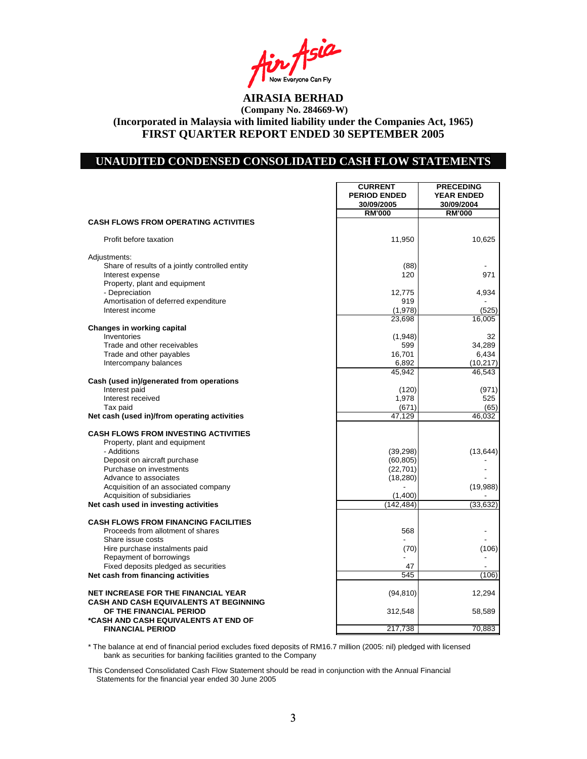# AIRASIA BERHAD

**(Company No. 284669-W)**

**(Incorporated in Malaysia with limited liability under the Companies Act, 1965)**

**FIRST QUARTER REPORT ENDED 30 SEPTEMBER 2005**

## UNAUDITED CONDENSED CONSOLIDATED CASH FLOW STATEMENTS

| | CURRENT PERIOD ENDED 30/09/2005 | PRECEDING YEAR ENDED 30/09/2004 |
|---|---|---|
| | RM'000 | RM'000 |
| **CASH FLOWS FROM OPERATING ACTIVITIES** | | |
| Profit before taxation | 11,950 | 10,625 |
| Adjustments: | | |
| Share of results of a jointly controlled entity | (88) | - |
| Interest expense | 120 | 971 |
| Property, plant and equipment | | |
| - Depreciation | 12,775 | 4,934 |
| Amortisation of deferred expenditure | 919 | - |
| Interest income | (1,978) | (525) |
| | 23,698 | 16,005 |
| **Changes in working capital** | | |
| Inventories | (1,948) | 32 |
| Trade and other receivables | 599 | 34,289 |
| Trade and other payables | 16,701 | 6,434 |
| Intercompany balances | 6,892 | (10,217) |
| | 45,942 | 46,543 |
| **Cash (used in)/generated from operations** | | |
| Interest paid | (120) | (971) |
| Interest received | 1,978 | 525 |
| Tax paid | (671) | (65) |
| **Net cash (used in)/from operating activities** | 47,129 | 46,032 |
| **CASH FLOWS FROM INVESTING ACTIVITIES** | | |
| Property, plant and equipment | | |
| - Additions | (39,298) | (13,644) |
| Deposit on aircraft purchase | (60,805) | - |
| Purchase on investments | (22,701) | - |
| Advance to associates | (18,280) | - |
| Acquisition of an associated company | - | (19,988) |
| Acquisition of subsidiaries | (1,400) | - |
| **Net cash used in investing activities** | (142,484) | (33,632) |
| **CASH FLOWS FROM FINANCING FACILITIES** | | |
| Proceeds from allotment of shares | 568 | - |
| Share issue costs | - | - |
| Hire purchase instalments paid | (70) | (106) |
| Repayment of borrowings | - | - |
| Fixed deposits pledged as securities | 47 | - |
| **Net cash from financing activities** | 545 | (106) |
| **NET INCREASE FOR THE FINANCIAL YEAR** | (94,810) | 12,294 |
| **CASH AND CASH EQUIVALENTS AT BEGINNING OF THE FINANCIAL PERIOD** | 312,548 | 58,589 |
| **\*CASH AND CASH EQUIVALENTS AT END OF FINANCIAL PERIOD** | 217,738 | 70,883 |

\* The balance at end of financial period excludes fixed deposits of RM16.7 million (2005: nil) pledged with licensed bank as securities for banking facilities granted to the Company

This Condensed Consolidated Cash Flow Statement should be read in conjunction with the Annual Financial Statements for the financial year ended 30 June 2005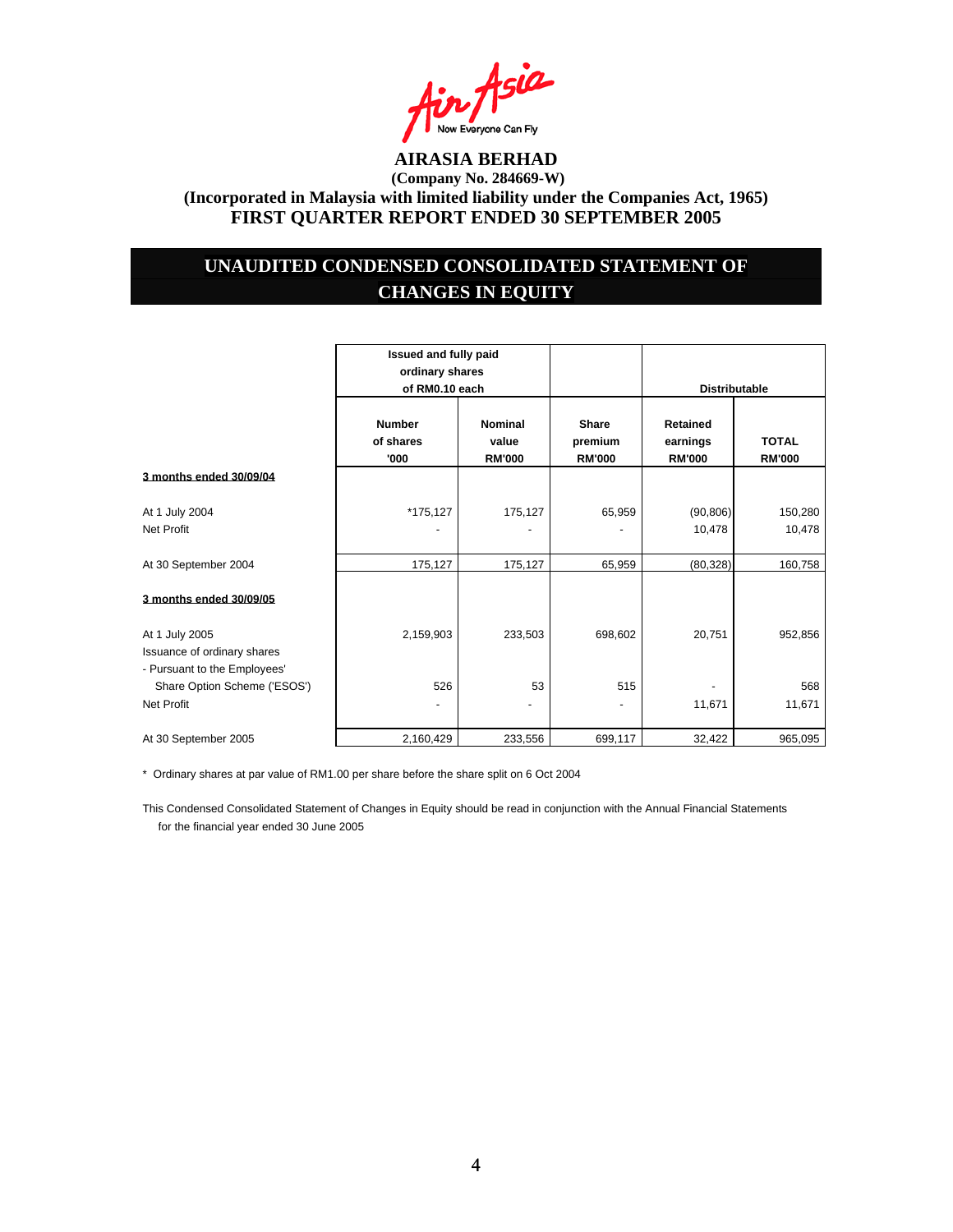# AIRASIA BERHAD

**(Company No. 284669-W)**

**(Incorporated in Malaysia with limited liability under the Companies Act, 1965)**

**FIRST QUARTER REPORT ENDED 30 SEPTEMBER 2005**

## UNAUDITED CONDENSED CONSOLIDATED STATEMENT OF CHANGES IN EQUITY

| | Issued and fully paid ordinary shares of RM0.10 each | | | Distributable | |
|---|---|---|---|---|---|
| | **Number of shares '000** | **Nominal value RM'000** | **Share premium RM'000** | **Retained earnings RM'000** | **TOTAL RM'000** |
| **3 months ended 30/09/04** | | | | | |
| At 1 July 2004 | *175,127 | 175,127 | 65,959 | (90,806) | 150,280 |
| Net Profit | - | - | - | 10,478 | 10,478 |
| At 30 September 2004 | 175,127 | 175,127 | 65,959 | (80,328) | 160,758 |
| **3 months ended 30/09/05** | | | | | |
| At 1 July 2005 | 2,159,903 | 233,503 | 698,602 | 20,751 | 952,856 |
| Issuance of ordinary shares | | | | | |
| - Pursuant to the Employees' Share Option Scheme ('ESOS') | 526 | 53 | 515 | - | 568 |
| Net Profit | - | - | - | 11,671 | 11,671 |
| At 30 September 2005 | 2,160,429 | 233,556 | 699,117 | 32,422 | 965,095 |

\* Ordinary shares at par value of RM1.00 per share before the share split on 6 Oct 2004

This Condensed Consolidated Statement of Changes in Equity should be read in conjunction with the Annual Financial Statements for the financial year ended 30 June 2005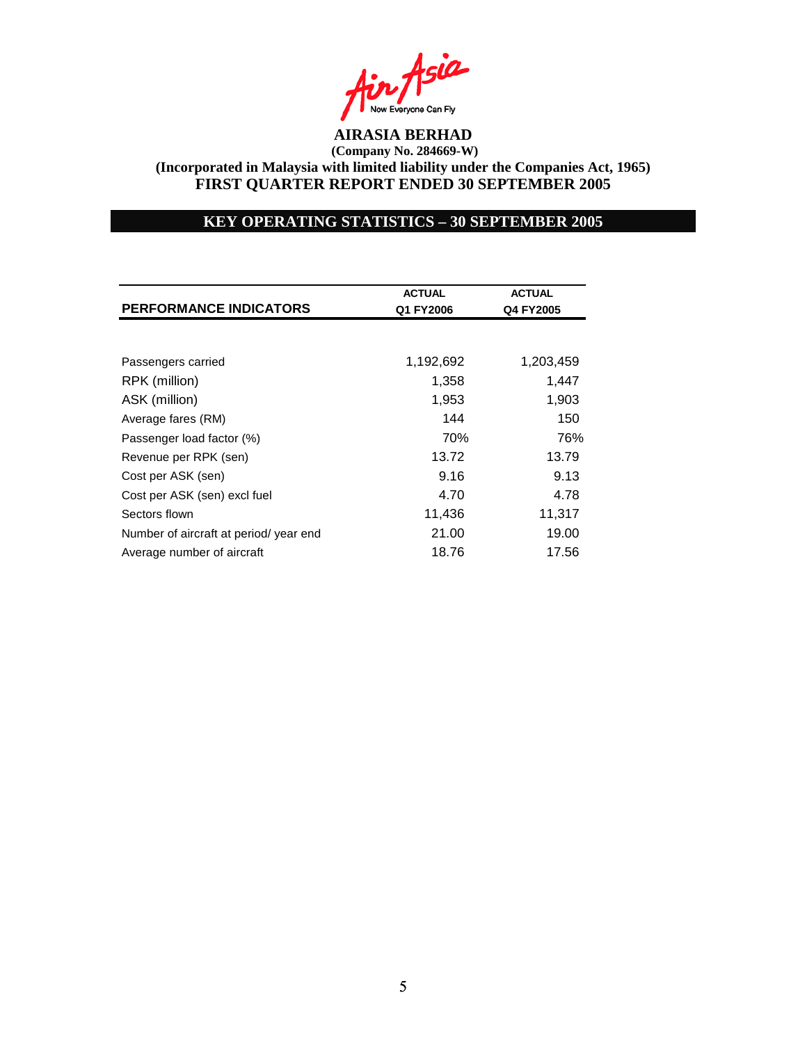**AIRASIA BERHAD**
**(Company No. 284669-W)**
**(Incorporated in Malaysia with limited liability under the Companies Act, 1965)**
**FIRST QUARTER REPORT ENDED 30 SEPTEMBER 2005**

## KEY OPERATING STATISTICS – 30 SEPTEMBER 2005

| PERFORMANCE INDICATORS | ACTUAL Q1 FY2006 | ACTUAL Q4 FY2005 |
|---|---|---|
| Passengers carried | 1,192,692 | 1,203,459 |
| RPK (million) | 1,358 | 1,447 |
| ASK (million) | 1,953 | 1,903 |
| Average fares (RM) | 144 | 150 |
| Passenger load factor (%) | 70% | 76% |
| Revenue per RPK (sen) | 13.72 | 13.79 |
| Cost per ASK (sen) | 9.16 | 9.13 |
| Cost per ASK (sen) excl fuel | 4.70 | 4.78 |
| Sectors flown | 11,436 | 11,317 |
| Number of aircraft at period/ year end | 21.00 | 19.00 |
| Average number of aircraft | 18.76 | 17.56 |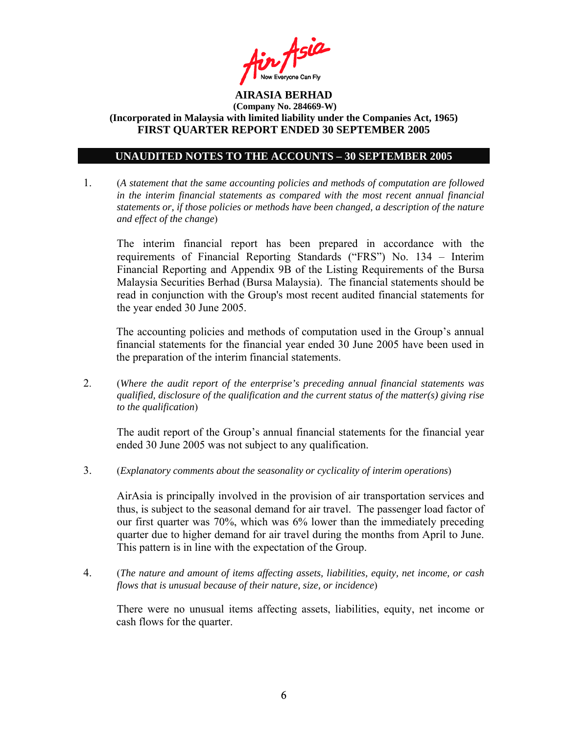**AIRASIA BERHAD**
**(Company No. 284669-W)**
**(Incorporated in Malaysia with limited liability under the Companies Act, 1965)**
**FIRST QUARTER REPORT ENDED 30 SEPTEMBER 2005**

## UNAUDITED NOTES TO THE ACCOUNTS – 30 SEPTEMBER 2005

1. (*A statement that the same accounting policies and methods of computation are followed in the interim financial statements as compared with the most recent annual financial statements or, if those policies or methods have been changed, a description of the nature and effect of the change*)

   The interim financial report has been prepared in accordance with the requirements of Financial Reporting Standards ("FRS") No. 134 – Interim Financial Reporting and Appendix 9B of the Listing Requirements of the Bursa Malaysia Securities Berhad (Bursa Malaysia). The financial statements should be read in conjunction with the Group's most recent audited financial statements for the year ended 30 June 2005.

   The accounting policies and methods of computation used in the Group's annual financial statements for the financial year ended 30 June 2005 have been used in the preparation of the interim financial statements.

2. (*Where the audit report of the enterprise's preceding annual financial statements was qualified, disclosure of the qualification and the current status of the matter(s) giving rise to the qualification*)

   The audit report of the Group's annual financial statements for the financial year ended 30 June 2005 was not subject to any qualification.

3. (*Explanatory comments about the seasonality or cyclicality of interim operations*)

   AirAsia is principally involved in the provision of air transportation services and thus, is subject to the seasonal demand for air travel. The passenger load factor of our first quarter was 70%, which was 6% lower than the immediately preceding quarter due to higher demand for air travel during the months from April to June. This pattern is in line with the expectation of the Group.

4. (*The nature and amount of items affecting assets, liabilities, equity, net income, or cash flows that is unusual because of their nature, size, or incidence*)

   There were no unusual items affecting assets, liabilities, equity, net income or cash flows for the quarter.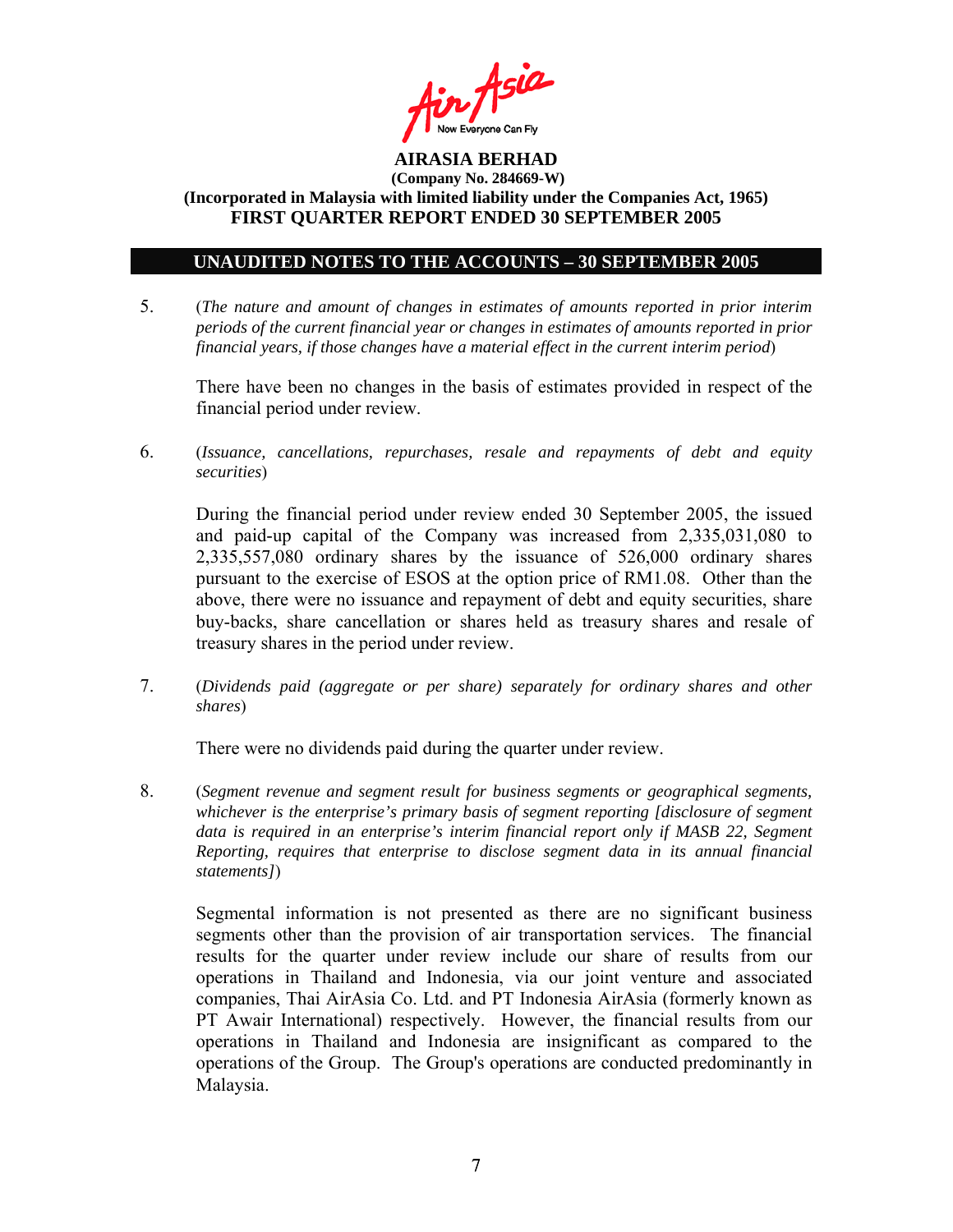**AIRASIA BERHAD**
**(Company No. 284669-W)**
**(Incorporated in Malaysia with limited liability under the Companies Act, 1965)**
**FIRST QUARTER REPORT ENDED 30 SEPTEMBER 2005**

## UNAUDITED NOTES TO THE ACCOUNTS – 30 SEPTEMBER 2005

5. (*The nature and amount of changes in estimates of amounts reported in prior interim periods of the current financial year or changes in estimates of amounts reported in prior financial years, if those changes have a material effect in the current interim period*)

   There have been no changes in the basis of estimates provided in respect of the financial period under review.

6. (*Issuance, cancellations, repurchases, resale and repayments of debt and equity securities*)

   During the financial period under review ended 30 September 2005, the issued and paid-up capital of the Company was increased from 2,335,031,080 to 2,335,557,080 ordinary shares by the issuance of 526,000 ordinary shares pursuant to the exercise of ESOS at the option price of RM1.08. Other than the above, there were no issuance and repayment of debt and equity securities, share buy-backs, share cancellation or shares held as treasury shares and resale of treasury shares in the period under review.

7. (*Dividends paid (aggregate or per share) separately for ordinary shares and other shares*)

   There were no dividends paid during the quarter under review.

8. (*Segment revenue and segment result for business segments or geographical segments, whichever is the enterprise's primary basis of segment reporting [disclosure of segment data is required in an enterprise's interim financial report only if MASB 22, Segment Reporting, requires that enterprise to disclose segment data in its annual financial statements]*)

   Segmental information is not presented as there are no significant business segments other than the provision of air transportation services. The financial results for the quarter under review include our share of results from our operations in Thailand and Indonesia, via our joint venture and associated companies, Thai AirAsia Co. Ltd. and PT Indonesia AirAsia (formerly known as PT Awair International) respectively. However, the financial results from our operations in Thailand and Indonesia are insignificant as compared to the operations of the Group. The Group's operations are conducted predominantly in Malaysia.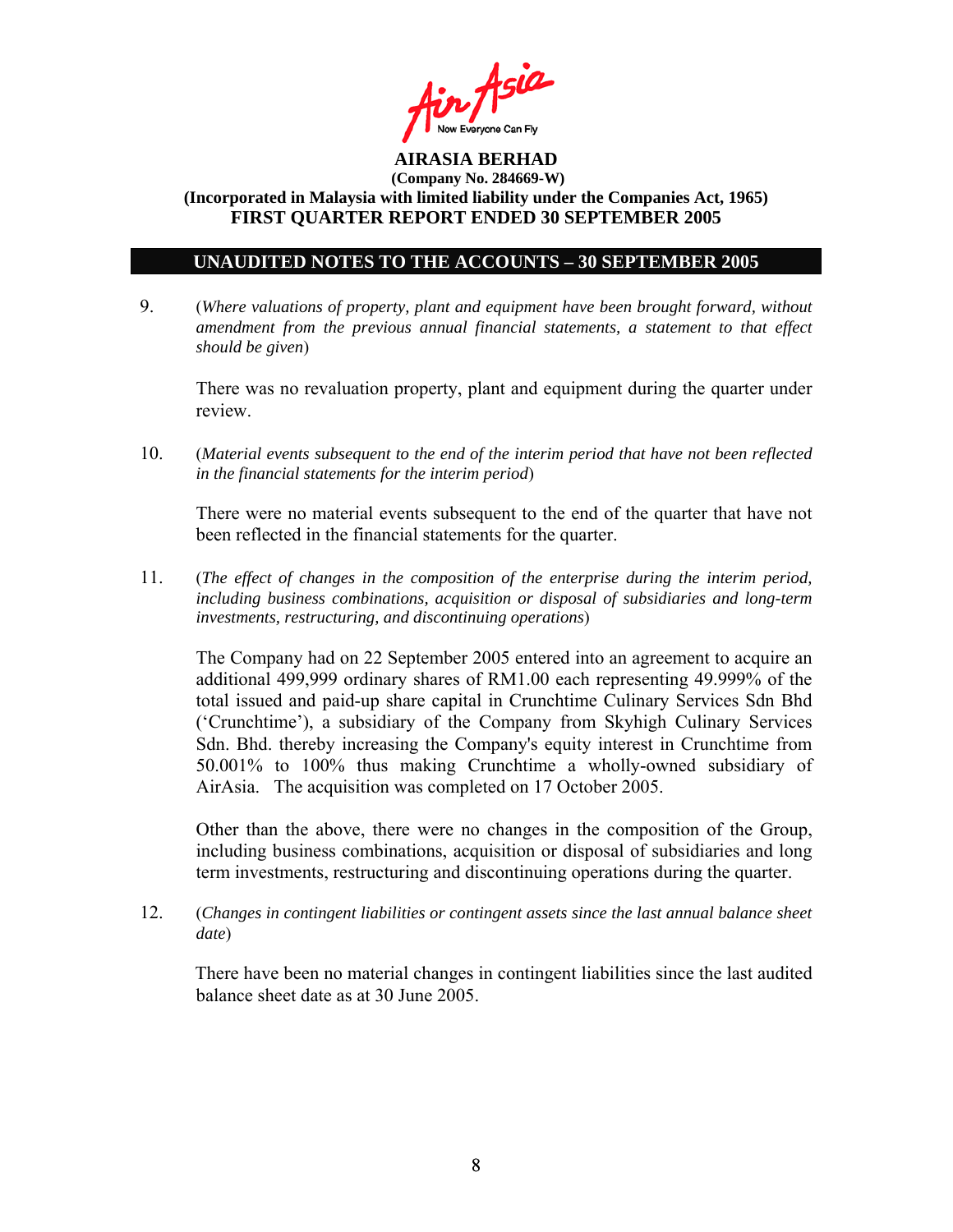**AIRASIA BERHAD**
**(Company No. 284669-W)**
**(Incorporated in Malaysia with limited liability under the Companies Act, 1965)**
**FIRST QUARTER REPORT ENDED 30 SEPTEMBER 2005**

## UNAUDITED NOTES TO THE ACCOUNTS – 30 SEPTEMBER 2005

9. (*Where valuations of property, plant and equipment have been brought forward, without amendment from the previous annual financial statements, a statement to that effect should be given*)

   There was no revaluation property, plant and equipment during the quarter under review.

10. (*Material events subsequent to the end of the interim period that have not been reflected in the financial statements for the interim period*)

    There were no material events subsequent to the end of the quarter that have not been reflected in the financial statements for the quarter.

11. (*The effect of changes in the composition of the enterprise during the interim period, including business combinations, acquisition or disposal of subsidiaries and long-term investments, restructuring, and discontinuing operations*)

    The Company had on 22 September 2005 entered into an agreement to acquire an additional 499,999 ordinary shares of RM1.00 each representing 49.999% of the total issued and paid-up share capital in Crunchtime Culinary Services Sdn Bhd ('Crunchtime'), a subsidiary of the Company from Skyhigh Culinary Services Sdn. Bhd. thereby increasing the Company's equity interest in Crunchtime from 50.001% to 100% thus making Crunchtime a wholly-owned subsidiary of AirAsia. The acquisition was completed on 17 October 2005.

    Other than the above, there were no changes in the composition of the Group, including business combinations, acquisition or disposal of subsidiaries and long term investments, restructuring and discontinuing operations during the quarter.

12. (*Changes in contingent liabilities or contingent assets since the last annual balance sheet date*)

    There have been no material changes in contingent liabilities since the last audited balance sheet date as at 30 June 2005.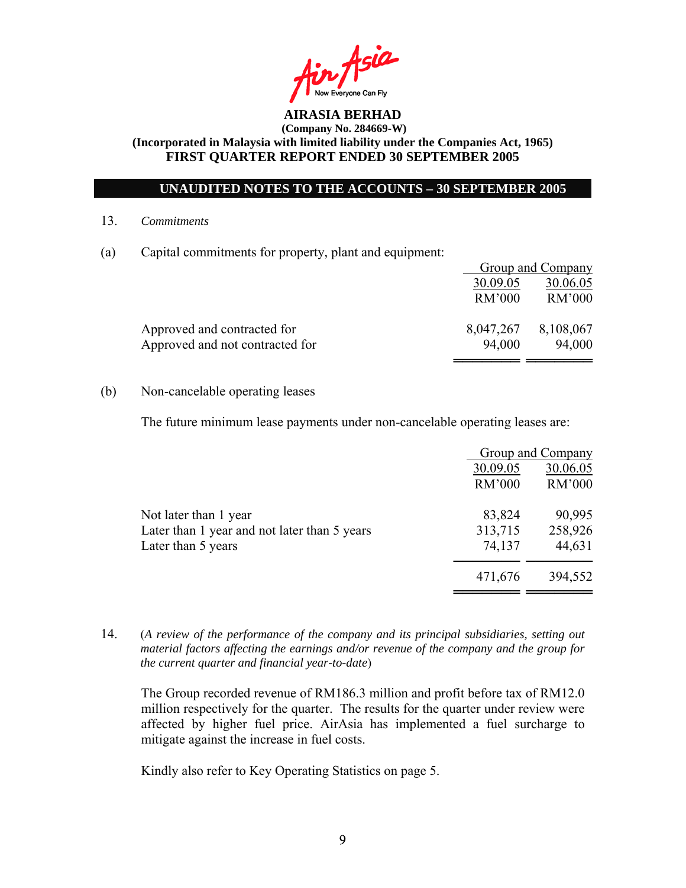**AIRASIA BERHAD**
**(Company No. 284669-W)**
**(Incorporated in Malaysia with limited liability under the Companies Act, 1965)**
**FIRST QUARTER REPORT ENDED 30 SEPTEMBER 2005**

## UNAUDITED NOTES TO THE ACCOUNTS – 30 SEPTEMBER 2005

13. *Commitments*

(a) Capital commitments for property, plant and equipment:

| | Group and Company | |
|---|---|---|
| | 30.09.05 | 30.06.05 |
| | RM'000 | RM'000 |
| Approved and contracted for | 8,047,267 | 8,108,067 |
| Approved and not contracted for | 94,000 | 94,000 |

(b) Non-cancelable operating leases

The future minimum lease payments under non-cancelable operating leases are:

| | Group and Company | |
|---|---|---|
| | 30.09.05 | 30.06.05 |
| | RM'000 | RM'000 |
| Not later than 1 year | 83,824 | 90,995 |
| Later than 1 year and not later than 5 years | 313,715 | 258,926 |
| Later than 5 years | 74,137 | 44,631 |
| | 471,676 | 394,552 |

14. (*A review of the performance of the company and its principal subsidiaries, setting out material factors affecting the earnings and/or revenue of the company and the group for the current quarter and financial year-to-date*)

The Group recorded revenue of RM186.3 million and profit before tax of RM12.0 million respectively for the quarter. The results for the quarter under review were affected by higher fuel price. AirAsia has implemented a fuel surcharge to mitigate against the increase in fuel costs.

Kindly also refer to Key Operating Statistics on page 5.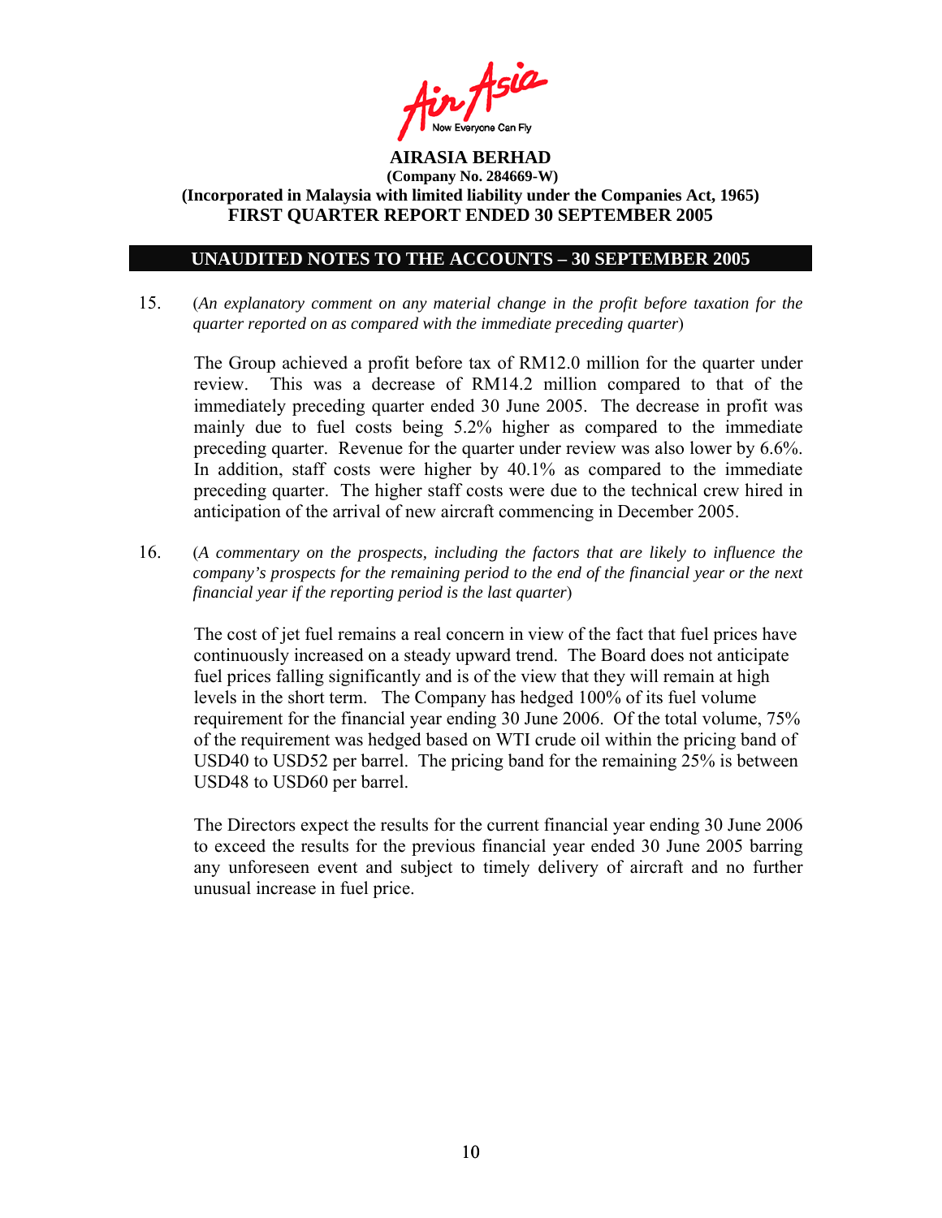**AIRASIA BERHAD**
**(Company No. 284669-W)**
**(Incorporated in Malaysia with limited liability under the Companies Act, 1965)**
**FIRST QUARTER REPORT ENDED 30 SEPTEMBER 2005**

## UNAUDITED NOTES TO THE ACCOUNTS – 30 SEPTEMBER 2005

15. (*An explanatory comment on any material change in the profit before taxation for the quarter reported on as compared with the immediate preceding quarter*)

    The Group achieved a profit before tax of RM12.0 million for the quarter under review. This was a decrease of RM14.2 million compared to that of the immediately preceding quarter ended 30 June 2005. The decrease in profit was mainly due to fuel costs being 5.2% higher as compared to the immediate preceding quarter. Revenue for the quarter under review was also lower by 6.6%. In addition, staff costs were higher by 40.1% as compared to the immediate preceding quarter. The higher staff costs were due to the technical crew hired in anticipation of the arrival of new aircraft commencing in December 2005.

16. (*A commentary on the prospects, including the factors that are likely to influence the company's prospects for the remaining period to the end of the financial year or the next financial year if the reporting period is the last quarter*)

    The cost of jet fuel remains a real concern in view of the fact that fuel prices have continuously increased on a steady upward trend. The Board does not anticipate fuel prices falling significantly and is of the view that they will remain at high levels in the short term. The Company has hedged 100% of its fuel volume requirement for the financial year ending 30 June 2006. Of the total volume, 75% of the requirement was hedged based on WTI crude oil within the pricing band of USD40 to USD52 per barrel. The pricing band for the remaining 25% is between USD48 to USD60 per barrel.

    The Directors expect the results for the current financial year ending 30 June 2006 to exceed the results for the previous financial year ended 30 June 2005 barring any unforeseen event and subject to timely delivery of aircraft and no further unusual increase in fuel price.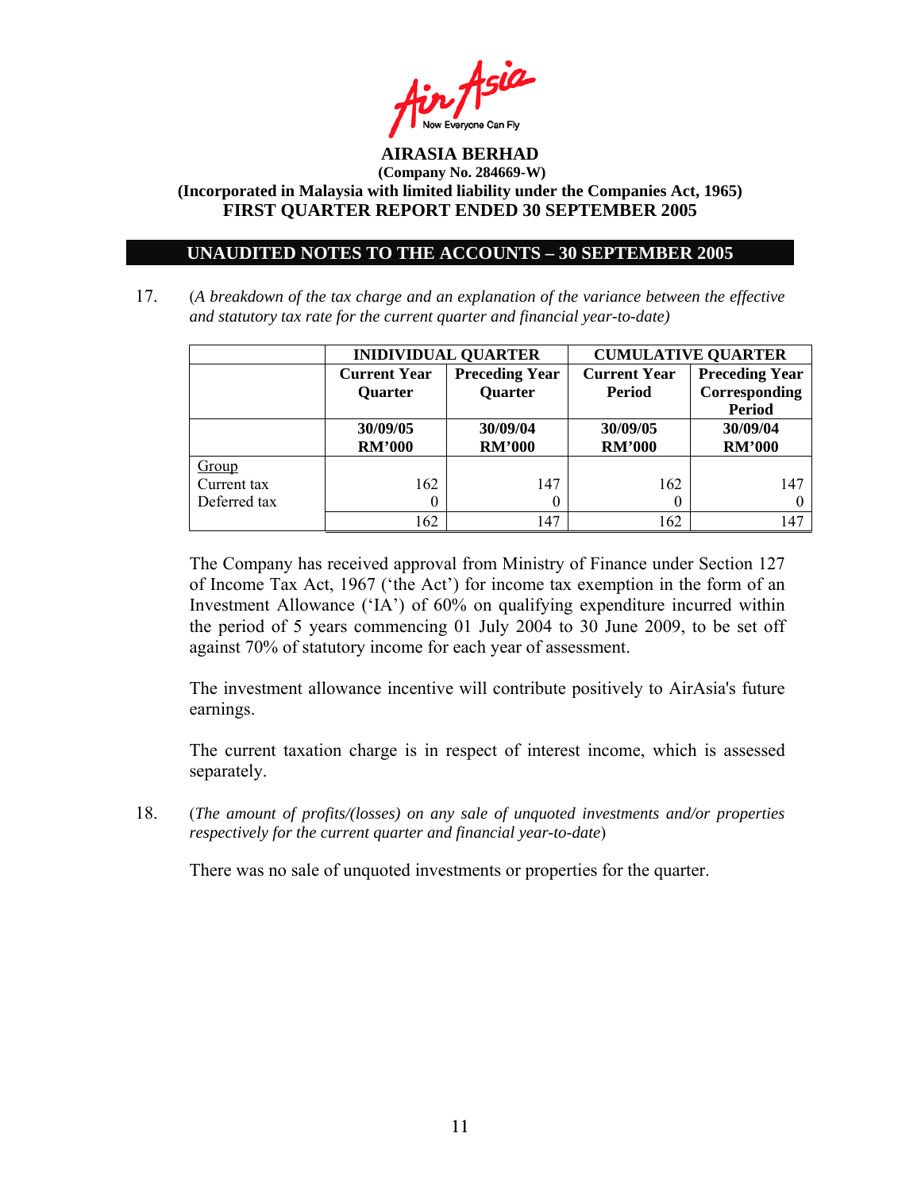**AIRASIA BERHAD**
**(Company No. 284669-W)**
**(Incorporated in Malaysia with limited liability under the Companies Act, 1965)**
**FIRST QUARTER REPORT ENDED 30 SEPTEMBER 2005**

## UNAUDITED NOTES TO THE ACCOUNTS – 30 SEPTEMBER 2005

17. (*A breakdown of the tax charge and an explanation of the variance between the effective and statutory tax rate for the current quarter and financial year-to-date)*

| | INIDIVIDUAL QUARTER | | CUMULATIVE QUARTER | |
|---|---|---|---|---|
| | Current Year Quarter | Preceding Year Quarter | Current Year Period | Preceding Year Corresponding Period |
| | 30/09/05 RM'000 | 30/09/04 RM'000 | 30/09/05 RM'000 | 30/09/04 RM'000 |
| Group | | | | |
| Current tax | 162 | 147 | 162 | 147 |
| Deferred tax | 0 | 0 | 0 | 0 |
| | 162 | 147 | 162 | 147 |

The Company has received approval from Ministry of Finance under Section 127 of Income Tax Act, 1967 ('the Act') for income tax exemption in the form of an Investment Allowance ('IA') of 60% on qualifying expenditure incurred within the period of 5 years commencing 01 July 2004 to 30 June 2009, to be set off against 70% of statutory income for each year of assessment.

The investment allowance incentive will contribute positively to AirAsia's future earnings.

The current taxation charge is in respect of interest income, which is assessed separately.

18. (*The amount of profits/(losses) on any sale of unquoted investments and/or properties respectively for the current quarter and financial year-to-date*)

There was no sale of unquoted investments or properties for the quarter.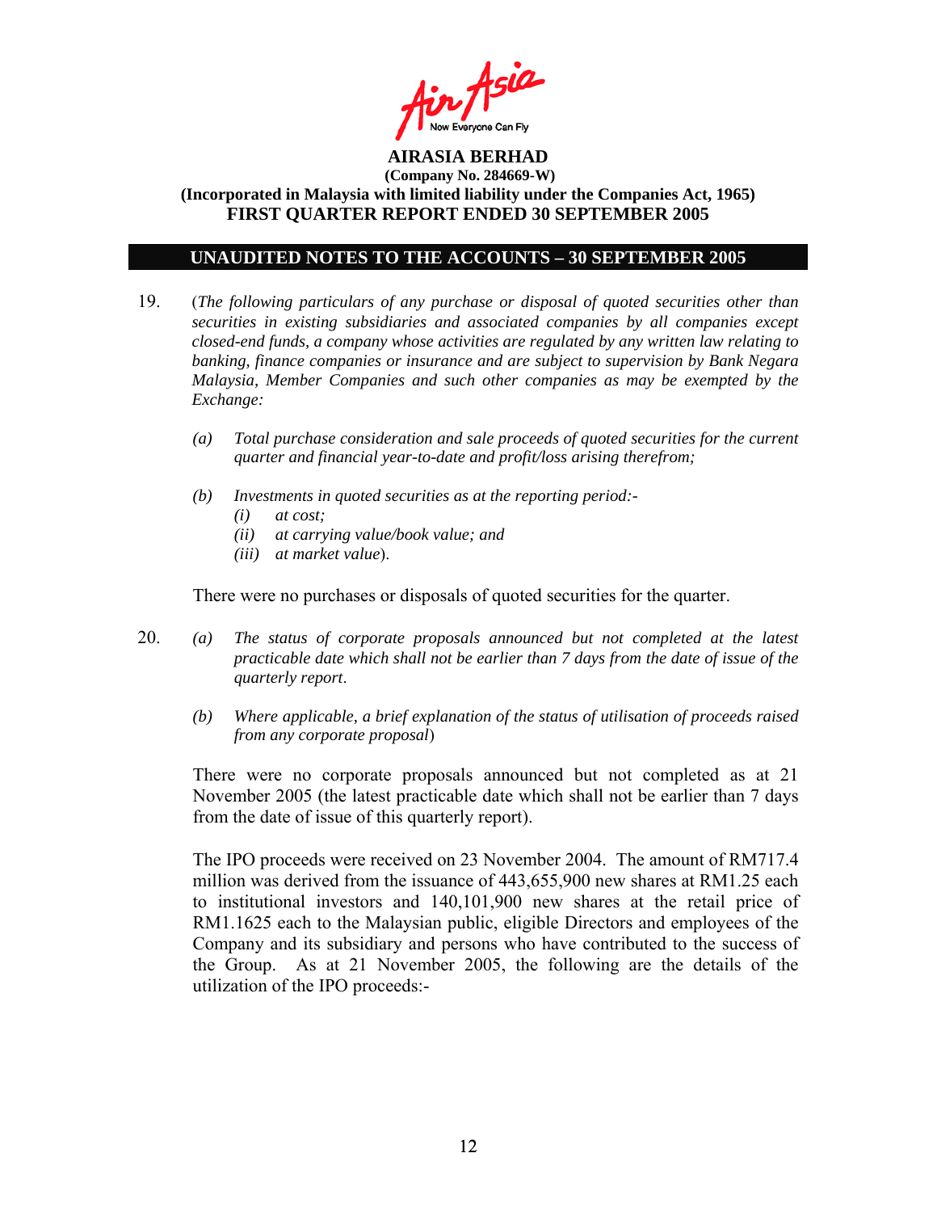**AIRASIA BERHAD**
**(Company No. 284669-W)**
**(Incorporated in Malaysia with limited liability under the Companies Act, 1965)**
**FIRST QUARTER REPORT ENDED 30 SEPTEMBER 2005**

## UNAUDITED NOTES TO THE ACCOUNTS – 30 SEPTEMBER 2005

19. (*The following particulars of any purchase or disposal of quoted securities other than securities in existing subsidiaries and associated companies by all companies except closed-end funds, a company whose activities are regulated by any written law relating to banking, finance companies or insurance and are subject to supervision by Bank Negara Malaysia, Member Companies and such other companies as may be exempted by the Exchange:*

    *(a) Total purchase consideration and sale proceeds of quoted securities for the current quarter and financial year-to-date and profit/loss arising therefrom;*

    *(b) Investments in quoted securities as at the reporting period:-*
    *(i) at cost;*
    *(ii) at carrying value/book value; and*
    *(iii) at market value*).

    There were no purchases or disposals of quoted securities for the quarter.

20. *(a) The status of corporate proposals announced but not completed at the latest practicable date which shall not be earlier than 7 days from the date of issue of the quarterly report*.

    *(b) Where applicable, a brief explanation of the status of utilisation of proceeds raised from any corporate proposal*)

    There were no corporate proposals announced but not completed as at 21 November 2005 (the latest practicable date which shall not be earlier than 7 days from the date of issue of this quarterly report).

    The IPO proceeds were received on 23 November 2004. The amount of RM717.4 million was derived from the issuance of 443,655,900 new shares at RM1.25 each to institutional investors and 140,101,900 new shares at the retail price of RM1.1625 each to the Malaysian public, eligible Directors and employees of the Company and its subsidiary and persons who have contributed to the success of the Group. As at 21 November 2005, the following are the details of the utilization of the IPO proceeds:-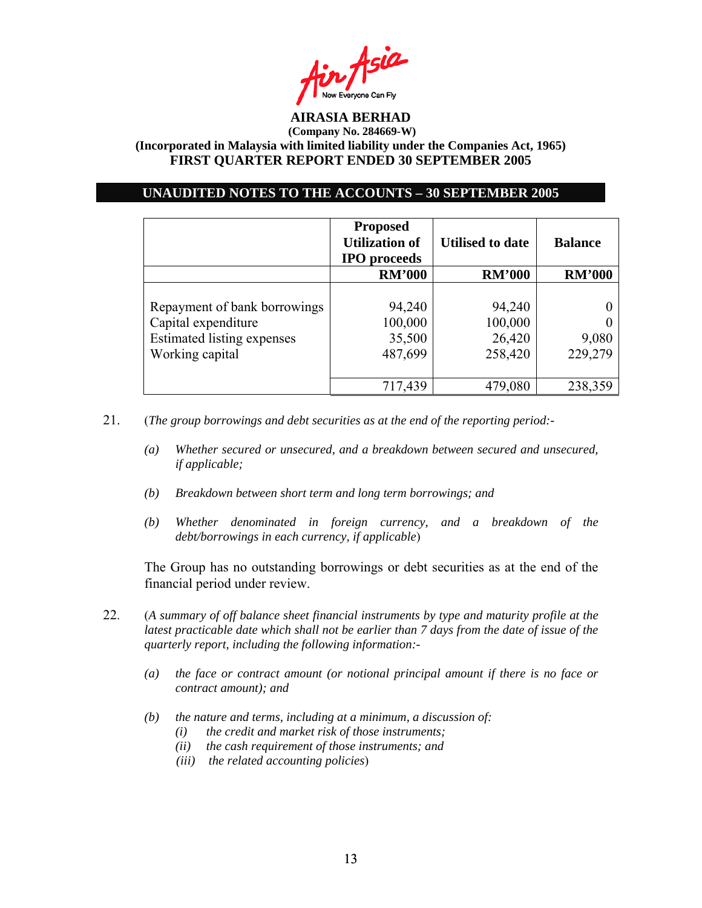**AIRASIA BERHAD**
**(Company No. 284669-W)**
**(Incorporated in Malaysia with limited liability under the Companies Act, 1965)**
**FIRST QUARTER REPORT ENDED 30 SEPTEMBER 2005**

## UNAUDITED NOTES TO THE ACCOUNTS – 30 SEPTEMBER 2005

| | Proposed Utilization of IPO proceeds | Utilised to date | Balance |
|---|---|---|---|
| | RM'000 | RM'000 | RM'000 |
| Repayment of bank borrowings | 94,240 | 94,240 | 0 |
| Capital expenditure | 100,000 | 100,000 | 0 |
| Estimated listing expenses | 35,500 | 26,420 | 9,080 |
| Working capital | 487,699 | 258,420 | 229,279 |
| | 717,439 | 479,080 | 238,359 |

21. (*The group borrowings and debt securities as at the end of the reporting period:-*

    *(a) Whether secured or unsecured, and a breakdown between secured and unsecured, if applicable;*

    *(b) Breakdown between short term and long term borrowings; and*

    *(b) Whether denominated in foreign currency, and a breakdown of the debt/borrowings in each currency, if applicable*)

    The Group has no outstanding borrowings or debt securities as at the end of the financial period under review.

22. (*A summary of off balance sheet financial instruments by type and maturity profile at the latest practicable date which shall not be earlier than 7 days from the date of issue of the quarterly report, including the following information:-*

    *(a) the face or contract amount (or notional principal amount if there is no face or contract amount); and*

    *(b) the nature and terms, including at a minimum, a discussion of:*
    *(i) the credit and market risk of those instruments;*
    *(ii) the cash requirement of those instruments; and*
    *(iii) the related accounting policies*)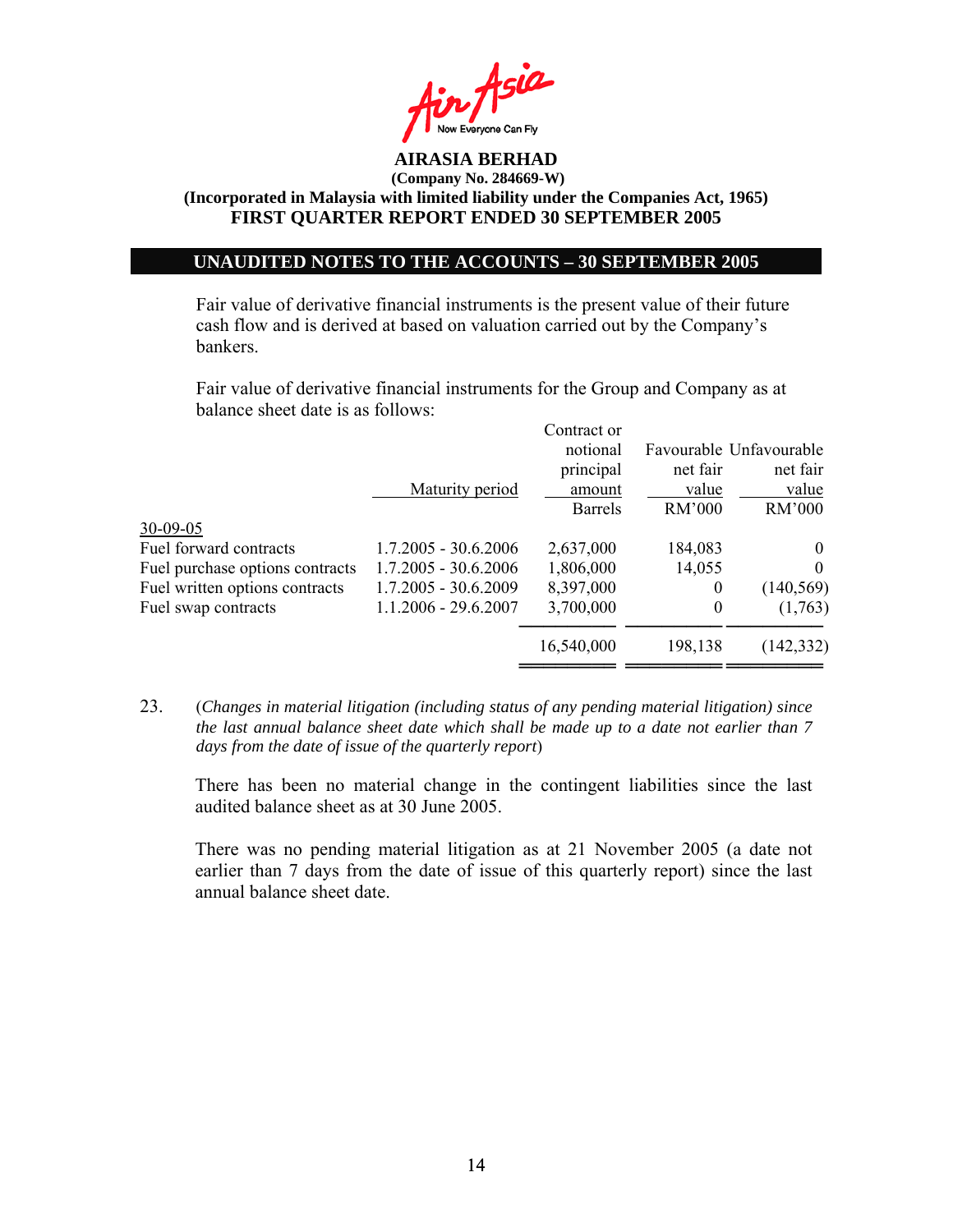**AIRASIA BERHAD**
**(Company No. 284669-W)**
**(Incorporated in Malaysia with limited liability under the Companies Act, 1965)**
**FIRST QUARTER REPORT ENDED 30 SEPTEMBER 2005**

## UNAUDITED NOTES TO THE ACCOUNTS – 30 SEPTEMBER 2005

Fair value of derivative financial instruments is the present value of their future cash flow and is derived at based on valuation carried out by the Company's bankers.

Fair value of derivative financial instruments for the Group and Company as at balance sheet date is as follows:

| | Maturity period | Contract or notional principal amount | Favourable net fair value | Unfavourable net fair value |
|---|---|---|---|---|
| | | Barrels | RM'000 | RM'000 |
| 30-09-05 | | | | |
| Fuel forward contracts | 1.7.2005 - 30.6.2006 | 2,637,000 | 184,083 | 0 |
| Fuel purchase options contracts | 1.7.2005 - 30.6.2006 | 1,806,000 | 14,055 | 0 |
| Fuel written options contracts | 1.7.2005 - 30.6.2009 | 8,397,000 | 0 | (140,569) |
| Fuel swap contracts | 1.1.2006 - 29.6.2007 | 3,700,000 | 0 | (1,763) |
| | | 16,540,000 | 198,138 | (142,332) |

23. (*Changes in material litigation (including status of any pending material litigation) since the last annual balance sheet date which shall be made up to a date not earlier than 7 days from the date of issue of the quarterly report*)

There has been no material change in the contingent liabilities since the last audited balance sheet as at 30 June 2005.

There was no pending material litigation as at 21 November 2005 (a date not earlier than 7 days from the date of issue of this quarterly report) since the last annual balance sheet date.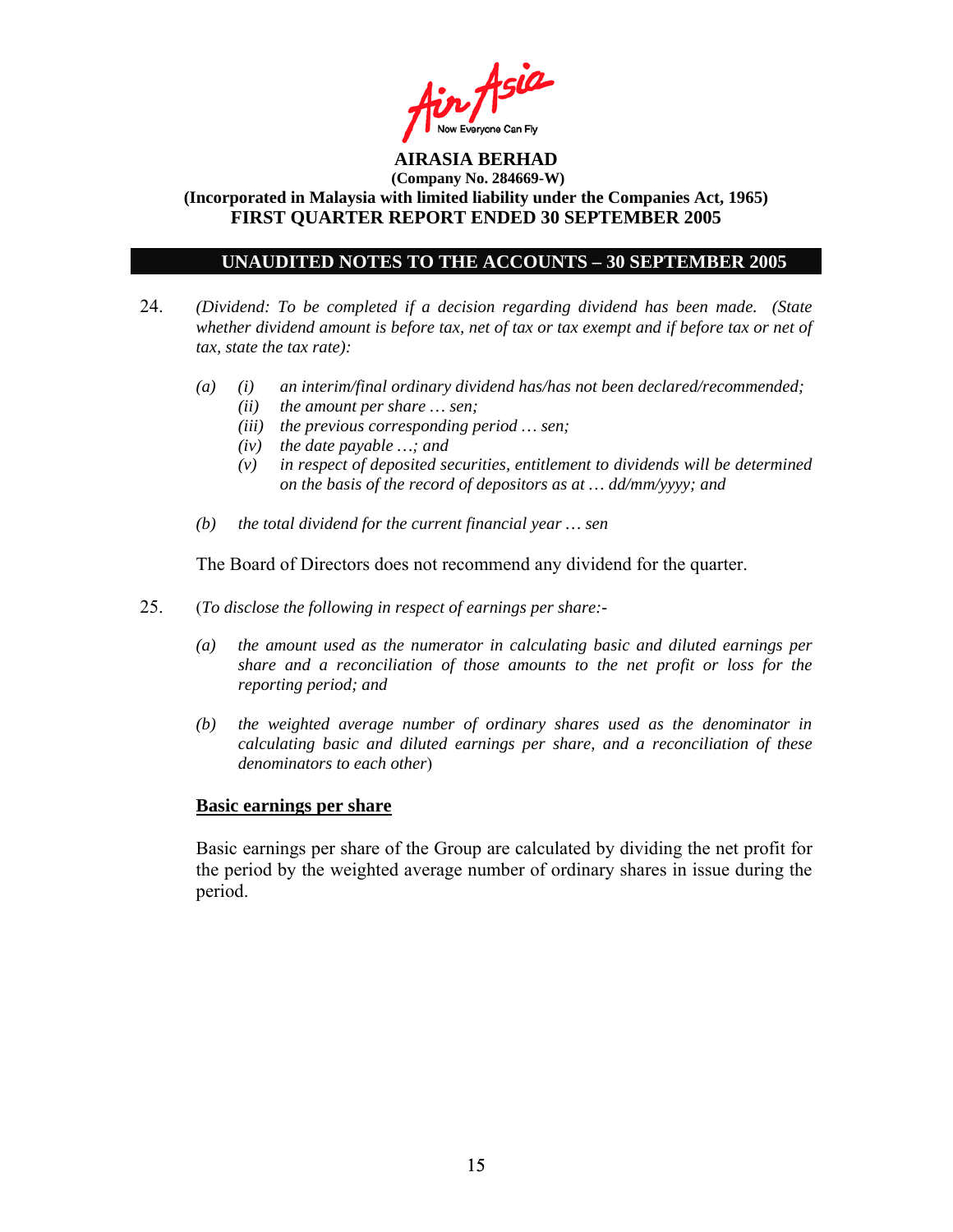**AIRASIA BERHAD**
**(Company No. 284669-W)**
**(Incorporated in Malaysia with limited liability under the Companies Act, 1965)**
**FIRST QUARTER REPORT ENDED 30 SEPTEMBER 2005**

## UNAUDITED NOTES TO THE ACCOUNTS – 30 SEPTEMBER 2005

24. *(Dividend: To be completed if a decision regarding dividend has been made. (State whether dividend amount is before tax, net of tax or tax exempt and if before tax or net of tax, state the tax rate):*

    *(a)* *(i)* *an interim/final ordinary dividend has/has not been declared/recommended;*
    *(ii)* *the amount per share … sen;*
    *(iii)* *the previous corresponding period … sen;*
    *(iv)* *the date payable …; and*
    *(v)* *in respect of deposited securities, entitlement to dividends will be determined on the basis of the record of depositors as at … dd/mm/yyyy; and*

    *(b)* *the total dividend for the current financial year … sen*

    The Board of Directors does not recommend any dividend for the quarter.

25. (*To disclose the following in respect of earnings per share:-*

    *(a)* *the amount used as the numerator in calculating basic and diluted earnings per share and a reconciliation of those amounts to the net profit or loss for the reporting period; and*

    *(b)* *the weighted average number of ordinary shares used as the denominator in calculating basic and diluted earnings per share, and a reconciliation of these denominators to each other*)

    **Basic earnings per share**

    Basic earnings per share of the Group are calculated by dividing the net profit for the period by the weighted average number of ordinary shares in issue during the period.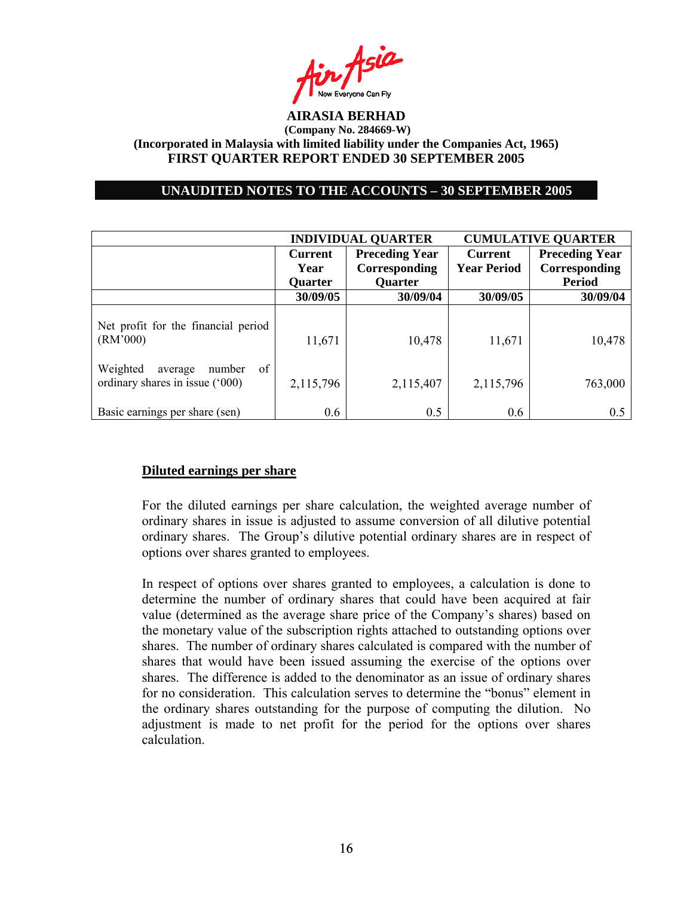**AIRASIA BERHAD**
**(Company No. 284669-W)**
**(Incorporated in Malaysia with limited liability under the Companies Act, 1965)**
**FIRST QUARTER REPORT ENDED 30 SEPTEMBER 2005**

**UNAUDITED NOTES TO THE ACCOUNTS – 30 SEPTEMBER 2005**

| | INDIVIDUAL QUARTER | | CUMULATIVE QUARTER | |
|---|---|---|---|---|
| | Current Year Quarter | Preceding Year Corresponding Quarter | Current Year Period | Preceding Year Corresponding Period |
| | 30/09/05 | 30/09/04 | 30/09/05 | 30/09/04 |
| Net profit for the financial period (RM'000) | 11,671 | 10,478 | 11,671 | 10,478 |
| Weighted average number of ordinary shares in issue ('000) | 2,115,796 | 2,115,407 | 2,115,796 | 763,000 |
| Basic earnings per share (sen) | 0.6 | 0.5 | 0.6 | 0.5 |

**Diluted earnings per share**

For the diluted earnings per share calculation, the weighted average number of ordinary shares in issue is adjusted to assume conversion of all dilutive potential ordinary shares. The Group's dilutive potential ordinary shares are in respect of options over shares granted to employees.

In respect of options over shares granted to employees, a calculation is done to determine the number of ordinary shares that could have been acquired at fair value (determined as the average share price of the Company's shares) based on the monetary value of the subscription rights attached to outstanding options over shares. The number of ordinary shares calculated is compared with the number of shares that would have been issued assuming the exercise of the options over shares. The difference is added to the denominator as an issue of ordinary shares for no consideration. This calculation serves to determine the "bonus" element in the ordinary shares outstanding for the purpose of computing the dilution. No adjustment is made to net profit for the period for the options over shares calculation.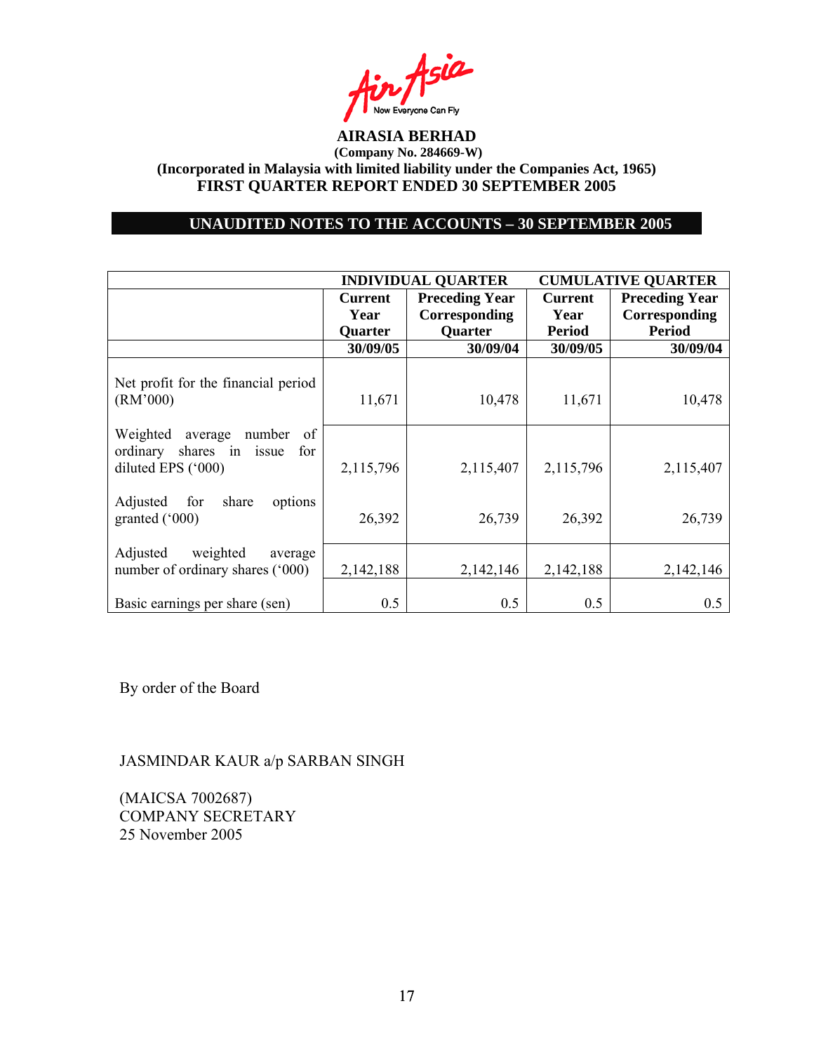**AIRASIA BERHAD**
**(Company No. 284669-W)**
**(Incorporated in Malaysia with limited liability under the Companies Act, 1965)**
**FIRST QUARTER REPORT ENDED 30 SEPTEMBER 2005**

## UNAUDITED NOTES TO THE ACCOUNTS – 30 SEPTEMBER 2005

| | INDIVIDUAL QUARTER | | CUMULATIVE QUARTER | |
|---|---|---|---|---|
| | Current Year Quarter | Preceding Year Corresponding Quarter | Current Year Period | Preceding Year Corresponding Period |
| | 30/09/05 | 30/09/04 | 30/09/05 | 30/09/04 |
| Net profit for the financial period (RM'000) | 11,671 | 10,478 | 11,671 | 10,478 |
| Weighted average number of ordinary shares in issue for diluted EPS ('000) | 2,115,796 | 2,115,407 | 2,115,796 | 2,115,407 |
| Adjusted for share options granted ('000) | 26,392 | 26,739 | 26,392 | 26,739 |
| Adjusted weighted average number of ordinary shares ('000) | 2,142,188 | 2,142,146 | 2,142,188 | 2,142,146 |
| Basic earnings per share (sen) | 0.5 | 0.5 | 0.5 | 0.5 |

By order of the Board

JASMINDAR KAUR a/p SARBAN SINGH

(MAICSA 7002687)
COMPANY SECRETARY
25 November 2005